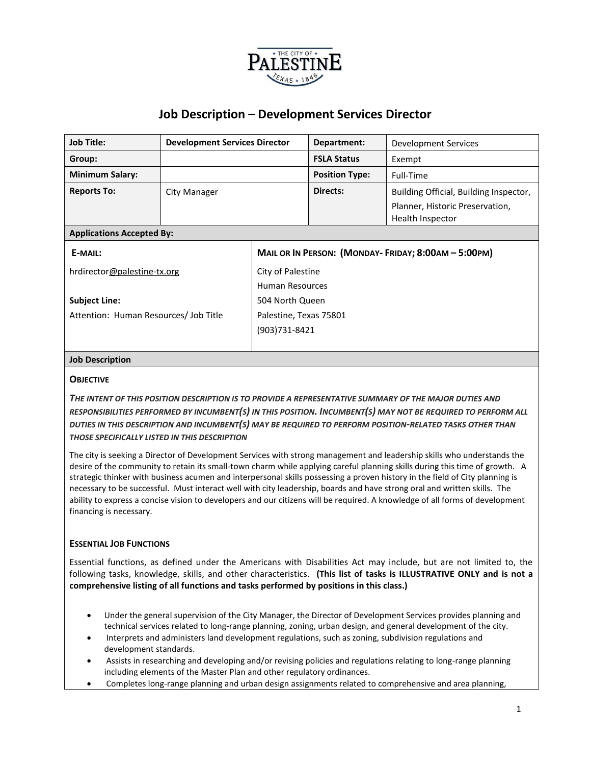THE CITY OF PALESTINE TEXAS 1846

# Job Description – Development Services Director

| | | | |
|---|---|---|---|
| **Job Title:** | **Development Services Director** | **Department:** | Development Services |
| **Group:** | | **FSLA Status** | Exempt |
| **Minimum Salary:** | | **Position Type:** | Full-Time |
| **Reports To:** | City Manager | **Directs:** | Building Official, Building Inspector, Planner, Historic Preservation, Health Inspector |

**Applications Accepted By:**

| | |
|---|---|
| **E-MAIL:** | **MAIL OR IN PERSON: (MONDAY- FRIDAY; 8:00AM – 5:00PM)** |
| hrdirector@palestine-tx.org | City of Palestine<br>Human Resources<br>504 North Queen<br>Palestine, Texas 75801<br>(903)731-8421 |
| **Subject Line:**<br>Attention: Human Resources/ Job Title | |

**Job Description**

### OBJECTIVE

***THE INTENT OF THIS POSITION DESCRIPTION IS TO PROVIDE A REPRESENTATIVE SUMMARY OF THE MAJOR DUTIES AND RESPONSIBILITIES PERFORMED BY INCUMBENT(S) IN THIS POSITION. INCUMBENT(S) MAY NOT BE REQUIRED TO PERFORM ALL DUTIES IN THIS DESCRIPTION AND INCUMBENT(S) MAY BE REQUIRED TO PERFORM POSITION-RELATED TASKS OTHER THAN THOSE SPECIFICALLY LISTED IN THIS DESCRIPTION***

The city is seeking a Director of Development Services with strong management and leadership skills who understands the desire of the community to retain its small-town charm while applying careful planning skills during this time of growth. A strategic thinker with business acumen and interpersonal skills possessing a proven history in the field of City planning is necessary to be successful. Must interact well with city leadership, boards and have strong oral and written skills. The ability to express a concise vision to developers and our citizens will be required. A knowledge of all forms of development financing is necessary.

### ESSENTIAL JOB FUNCTIONS

Essential functions, as defined under the Americans with Disabilities Act may include, but are not limited to, the following tasks, knowledge, skills, and other characteristics. **(This list of tasks is ILLUSTRATIVE ONLY and is not a comprehensive listing of all functions and tasks performed by positions in this class.)**

- Under the general supervision of the City Manager, the Director of Development Services provides planning and technical services related to long-range planning, zoning, urban design, and general development of the city.
- Interprets and administers land development regulations, such as zoning, subdivision regulations and development standards.
- Assists in researching and developing and/or revising policies and regulations relating to long-range planning including elements of the Master Plan and other regulatory ordinances.
- Completes long-range planning and urban design assignments related to comprehensive and area planning,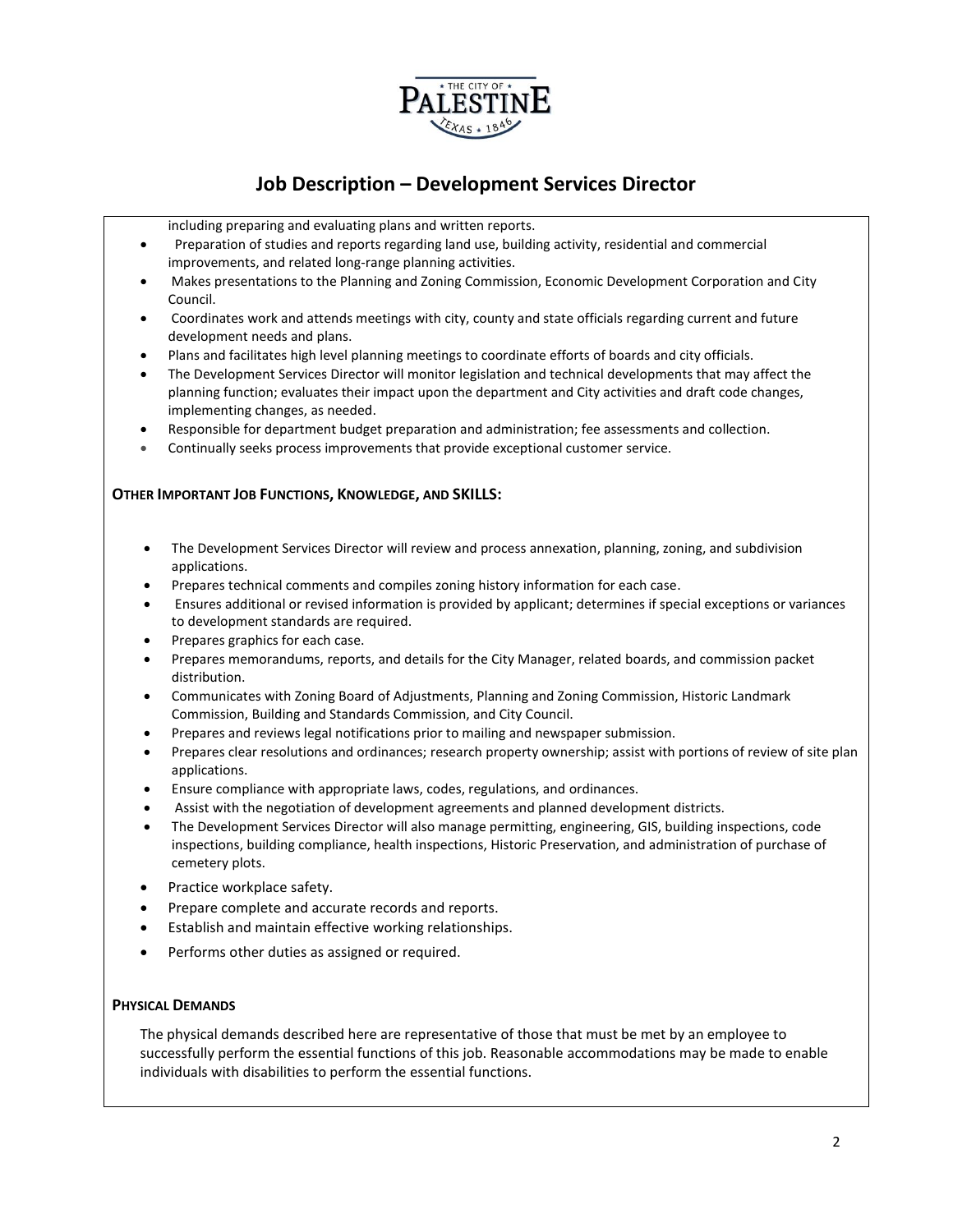# Job Description – Development Services Director

including preparing and evaluating plans and written reports.

- Preparation of studies and reports regarding land use, building activity, residential and commercial improvements, and related long-range planning activities.
- Makes presentations to the Planning and Zoning Commission, Economic Development Corporation and City Council.
- Coordinates work and attends meetings with city, county and state officials regarding current and future development needs and plans.
- Plans and facilitates high level planning meetings to coordinate efforts of boards and city officials.
- The Development Services Director will monitor legislation and technical developments that may affect the planning function; evaluates their impact upon the department and City activities and draft code changes, implementing changes, as needed.
- Responsible for department budget preparation and administration; fee assessments and collection.
- Continually seeks process improvements that provide exceptional customer service.

**OTHER IMPORTANT JOB FUNCTIONS, KNOWLEDGE, AND SKILLS:**

- The Development Services Director will review and process annexation, planning, zoning, and subdivision applications.
- Prepares technical comments and compiles zoning history information for each case.
- Ensures additional or revised information is provided by applicant; determines if special exceptions or variances to development standards are required.
- Prepares graphics for each case.
- Prepares memorandums, reports, and details for the City Manager, related boards, and commission packet distribution.
- Communicates with Zoning Board of Adjustments, Planning and Zoning Commission, Historic Landmark Commission, Building and Standards Commission, and City Council.
- Prepares and reviews legal notifications prior to mailing and newspaper submission.
- Prepares clear resolutions and ordinances; research property ownership; assist with portions of review of site plan applications.
- Ensure compliance with appropriate laws, codes, regulations, and ordinances.
- Assist with the negotiation of development agreements and planned development districts.
- The Development Services Director will also manage permitting, engineering, GIS, building inspections, code inspections, building compliance, health inspections, Historic Preservation, and administration of purchase of cemetery plots.
- Practice workplace safety.
- Prepare complete and accurate records and reports.
- Establish and maintain effective working relationships.
- Performs other duties as assigned or required.

**PHYSICAL DEMANDS**

The physical demands described here are representative of those that must be met by an employee to successfully perform the essential functions of this job. Reasonable accommodations may be made to enable individuals with disabilities to perform the essential functions.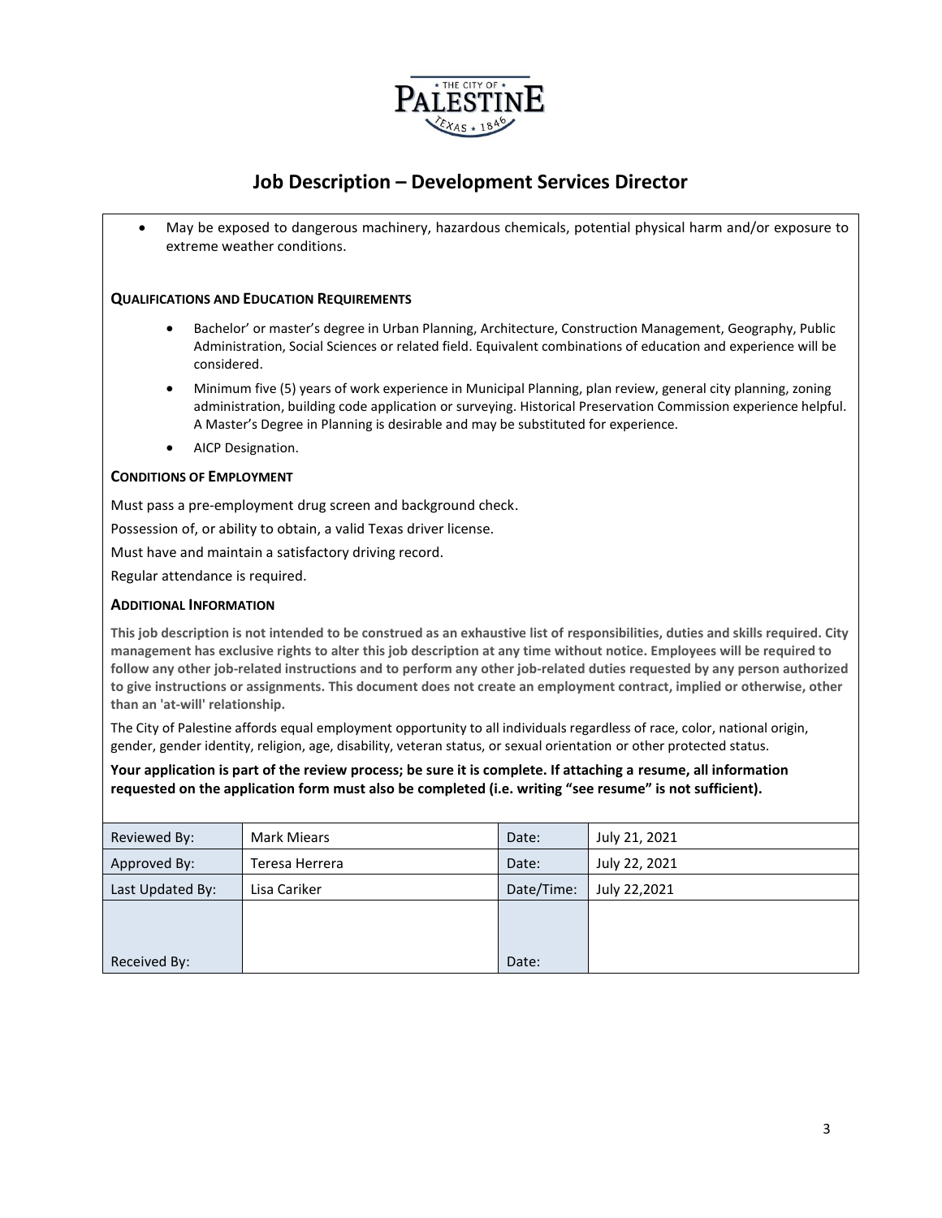# Job Description – Development Services Director

- May be exposed to dangerous machinery, hazardous chemicals, potential physical harm and/or exposure to extreme weather conditions.

### Qualifications and Education Requirements

- Bachelor' or master's degree in Urban Planning, Architecture, Construction Management, Geography, Public Administration, Social Sciences or related field. Equivalent combinations of education and experience will be considered.
- Minimum five (5) years of work experience in Municipal Planning, plan review, general city planning, zoning administration, building code application or surveying. Historical Preservation Commission experience helpful. A Master's Degree in Planning is desirable and may be substituted for experience.
- AICP Designation.

### Conditions of Employment

Must pass a pre-employment drug screen and background check.

Possession of, or ability to obtain, a valid Texas driver license.

Must have and maintain a satisfactory driving record.

Regular attendance is required.

### Additional Information

**This job description is not intended to be construed as an exhaustive list of responsibilities, duties and skills required. City management has exclusive rights to alter this job description at any time without notice. Employees will be required to follow any other job-related instructions and to perform any other job-related duties requested by any person authorized to give instructions or assignments. This document does not create an employment contract, implied or otherwise, other than an 'at-will' relationship.**

The City of Palestine affords equal employment opportunity to all individuals regardless of race, color, national origin, gender, gender identity, religion, age, disability, veteran status, or sexual orientation or other protected status.

**Your application is part of the review process; be sure it is complete. If attaching a resume, all information requested on the application form must also be completed (i.e. writing "see resume" is not sufficient).**

| | | | |
|---|---|---|---|
| Reviewed By: | Mark Miears | Date: | July 21, 2021 |
| Approved By: | Teresa Herrera | Date: | July 22, 2021 |
| Last Updated By: | Lisa Cariker | Date/Time: | July 22,2021 |
| Received By: | | Date: | |